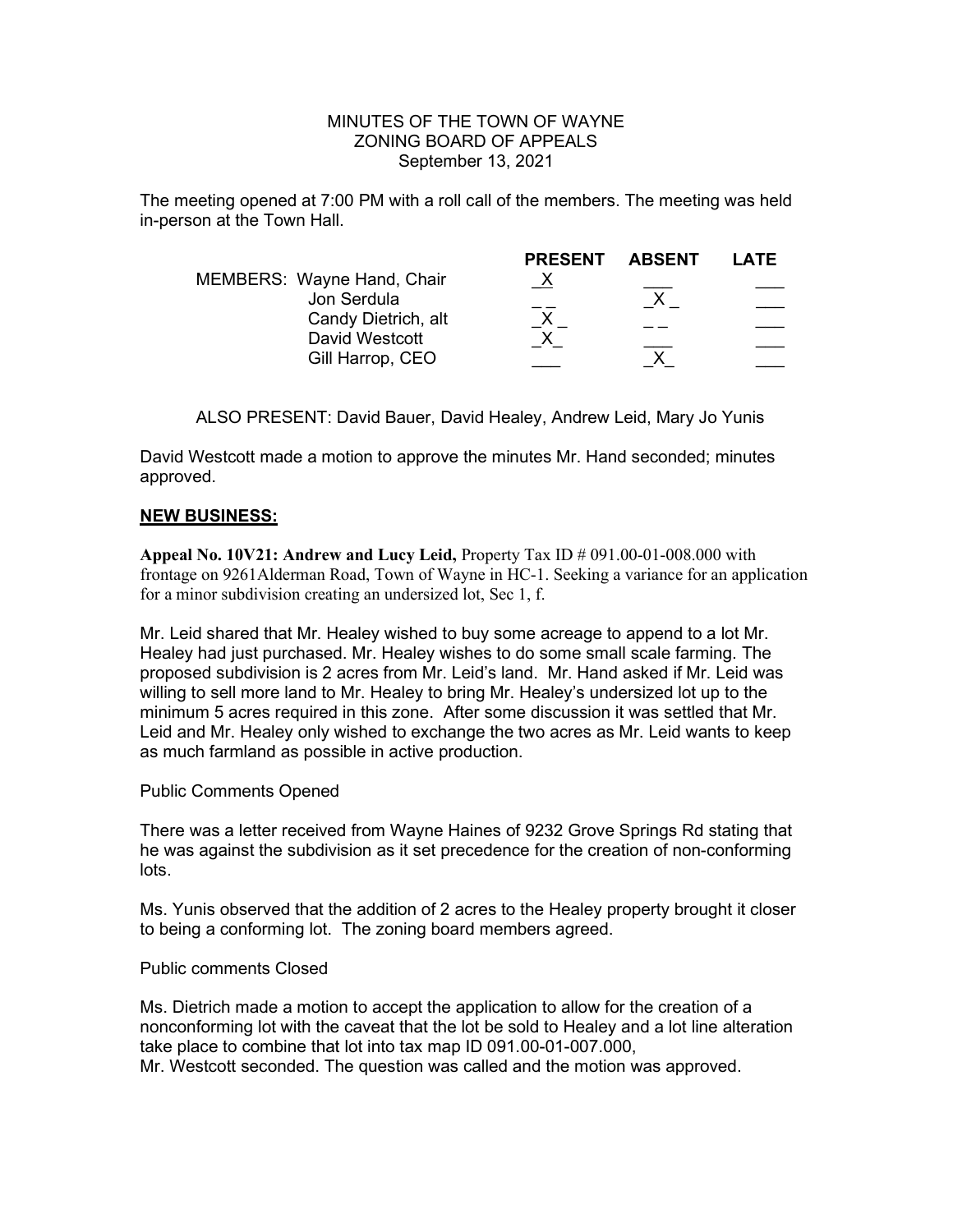MINUTES OF THE TOWN OF WAYNE
ZONING BOARD OF APPEALS
September 13, 2021

The meeting opened at 7:00 PM with a roll call of the members. The meeting was held in-person at the Town Hall.

| MEMBERS: | PRESENT | ABSENT | LATE |
|---|---|---|---|
| Wayne Hand, Chair | X | | |
| Jon Serdula | | X | |
| Candy Dietrich, alt | X | | |
| David Westcott | X | | |
| Gill Harrop, CEO | | X | |

ALSO PRESENT: David Bauer, David Healey, Andrew Leid, Mary Jo Yunis

David Westcott made a motion to approve the minutes Mr. Hand seconded; minutes approved.

**NEW BUSINESS:**

**Appeal No. 10V21: Andrew and Lucy Leid,** Property Tax ID # 091.00-01-008.000 with frontage on 9261Alderman Road, Town of Wayne in HC-1. Seeking a variance for an application for a minor subdivision creating an undersized lot, Sec 1, f.

Mr. Leid shared that Mr. Healey wished to buy some acreage to append to a lot Mr. Healey had just purchased. Mr. Healey wishes to do some small scale farming. The proposed subdivision is 2 acres from Mr. Leid's land. Mr. Hand asked if Mr. Leid was willing to sell more land to Mr. Healey to bring Mr. Healey's undersized lot up to the minimum 5 acres required in this zone. After some discussion it was settled that Mr. Leid and Mr. Healey only wished to exchange the two acres as Mr. Leid wants to keep as much farmland as possible in active production.

Public Comments Opened

There was a letter received from Wayne Haines of 9232 Grove Springs Rd stating that he was against the subdivision as it set precedence for the creation of non-conforming lots.

Ms. Yunis observed that the addition of 2 acres to the Healey property brought it closer to being a conforming lot. The zoning board members agreed.

Public comments Closed

Ms. Dietrich made a motion to accept the application to allow for the creation of a nonconforming lot with the caveat that the lot be sold to Healey and a lot line alteration take place to combine that lot into tax map ID 091.00-01-007.000,
Mr. Westcott seconded. The question was called and the motion was approved.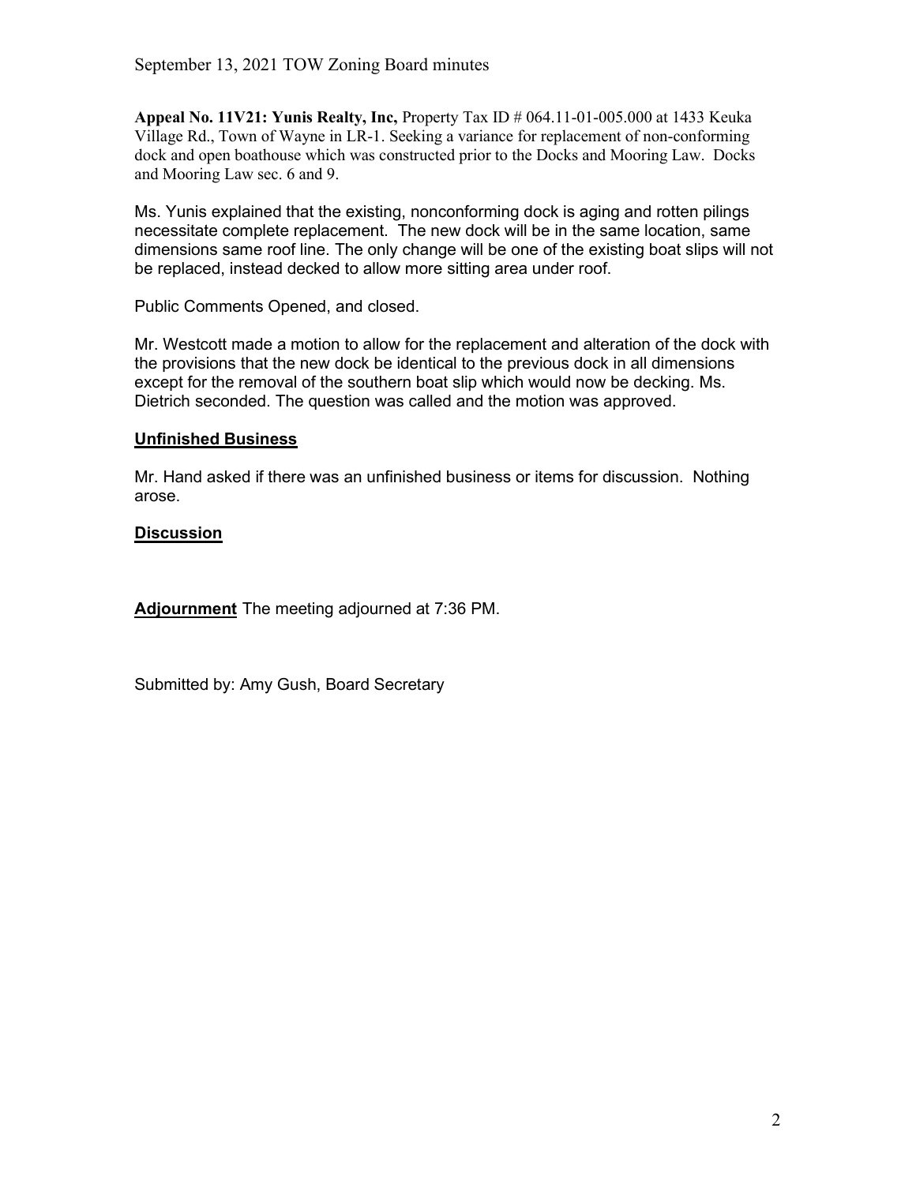**Appeal No. 11V21: Yunis Realty, Inc,** Property Tax ID # 064.11-01-005.000 at 1433 Keuka Village Rd., Town of Wayne in LR-1. Seeking a variance for replacement of non-conforming dock and open boathouse which was constructed prior to the Docks and Mooring Law. Docks and Mooring Law sec. 6 and 9.

Ms. Yunis explained that the existing, nonconforming dock is aging and rotten pilings necessitate complete replacement. The new dock will be in the same location, same dimensions same roof line. The only change will be one of the existing boat slips will not be replaced, instead decked to allow more sitting area under roof.

Public Comments Opened, and closed.

Mr. Westcott made a motion to allow for the replacement and alteration of the dock with the provisions that the new dock be identical to the previous dock in all dimensions except for the removal of the southern boat slip which would now be decking. Ms. Dietrich seconded. The question was called and the motion was approved.

**Unfinished Business**

Mr. Hand asked if there was an unfinished business or items for discussion. Nothing arose.

**Discussion**

**Adjournment** The meeting adjourned at 7:36 PM.

Submitted by: Amy Gush, Board Secretary